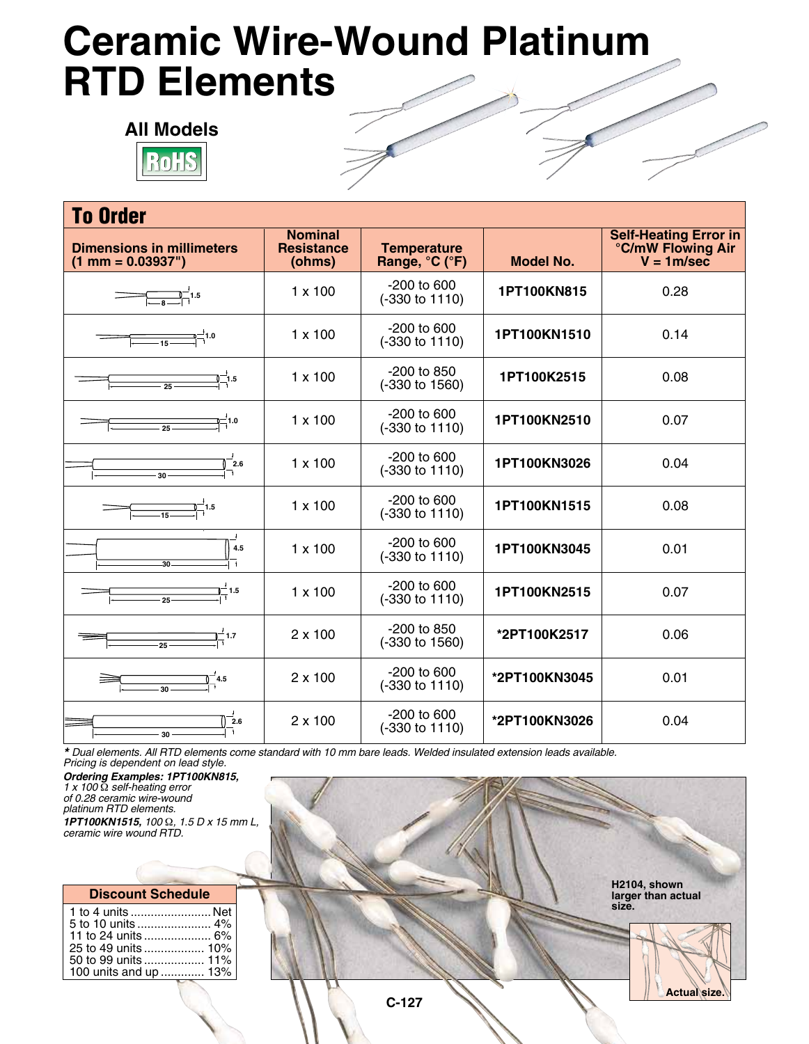# Ceramic Wire-Wound Platinum RTD Elements

**All Models**

RoHS

## To Order

| Dimensions in millimeters (1 mm = 0.03937") | Nominal Resistance (ohms) | Temperature Range, °C (°F) | Model No. | Self-Heating Error in °C/mW Flowing Air V = 1m/sec |
|---|---|---|---|---|
| 8 x 1.5 | 1 x 100 | -200 to 600 (-330 to 1110) | **1PT100KN815** | 0.28 |
| 15 x 1.0 | 1 x 100 | -200 to 600 (-330 to 1110) | **1PT100KN1510** | 0.14 |
| 25 x 1.5 | 1 x 100 | -200 to 850 (-330 to 1560) | **1PT100K2515** | 0.08 |
| 25 x 1.0 | 1 x 100 | -200 to 600 (-330 to 1110) | **1PT100KN2510** | 0.07 |
| 30 x 2.6 | 1 x 100 | -200 to 600 (-330 to 1110) | **1PT100KN3026** | 0.04 |
| 15 x 1.5 | 1 x 100 | -200 to 600 (-330 to 1110) | **1PT100KN1515** | 0.08 |
| 30 x 4.5 | 1 x 100 | -200 to 600 (-330 to 1110) | **1PT100KN3045** | 0.01 |
| 25 x 1.5 | 1 x 100 | -200 to 600 (-330 to 1110) | **1PT100KN2515** | 0.07 |
| 25 x 1.7 | 2 x 100 | -200 to 850 (-330 to 1560) | ***2PT100K2517** | 0.06 |
| 30 x 4.5 | 2 x 100 | -200 to 600 (-330 to 1110) | ***2PT100KN3045** | 0.01 |
| 30 x 2.6 | 2 x 100 | -200 to 600 (-330 to 1110) | ***2PT100KN3026** | 0.04 |

*** ***Dual elements. All RTD elements come standard with 10 mm bare leads. Welded insulated extension leads available. Pricing is dependent on lead style.*

***Ordering Examples: 1PT100KN815,*** *1 x 100 Ω self-heating error of 0.28 ceramic wire-wound platinum RTD elements.*

***1PT100KN1515,*** *100 Ω, 1.5 D x 15 mm L, ceramic wire wound RTD.*

| Discount Schedule | |
|---|---|
| 1 to 4 units | Net |
| 5 to 10 units | 4% |
| 11 to 24 units | 6% |
| 25 to 49 units | 10% |
| 50 to 99 units | 11% |
| 100 units and up | 13% |

**H2104, shown larger than actual size.**

**Actual size.**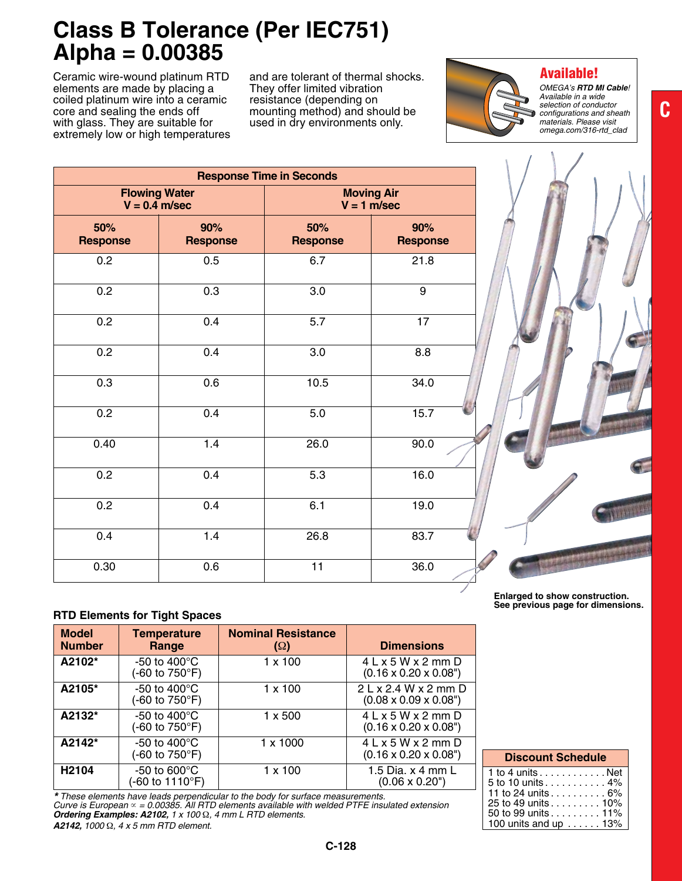# Class B Tolerance (Per IEC751) Alpha = 0.00385

Ceramic wire-wound platinum RTD elements are made by placing a coiled platinum wire into a ceramic core and sealing the ends off with glass. They are suitable for extremely low or high temperatures and are tolerant of thermal shocks. They offer limited vibration resistance (depending on mounting method) and should be used in dry environments only.

**Available!**

*OMEGA's* ***RTD MI Cable****! Available in a wide selection of conductor configurations and sheath materials. Please visit omega.com/316-rtd_clad*

| Response Time in Seconds | | | |
|---|---|---|---|
| **Flowing Water V = 0.4 m/sec** | | **Moving Air V = 1 m/sec** | |
| **50% Response** | **90% Response** | **50% Response** | **90% Response** |
| 0.2 | 0.5 | 6.7 | 21.8 |
| 0.2 | 0.3 | 3.0 | 9 |
| 0.2 | 0.4 | 5.7 | 17 |
| 0.2 | 0.4 | 3.0 | 8.8 |
| 0.3 | 0.6 | 10.5 | 34.0 |
| 0.2 | 0.4 | 5.0 | 15.7 |
| 0.40 | 1.4 | 26.0 | 90.0 |
| 0.2 | 0.4 | 5.3 | 16.0 |
| 0.2 | 0.4 | 6.1 | 19.0 |
| 0.4 | 1.4 | 26.8 | 83.7 |
| 0.30 | 0.6 | 11 | 36.0 |

**Enlarged to show construction. See previous page for dimensions.**

### RTD Elements for Tight Spaces

| Model Number | Temperature Range | Nominal Resistance (Ω) | Dimensions |
|---|---|---|---|
| **A2102*** | -50 to 400°C (-60 to 750°F) | 1 x 100 | 4 L x 5 W x 2 mm D (0.16 x 0.20 x 0.08") |
| **A2105*** | -50 to 400°C (-60 to 750°F) | 1 x 100 | 2 L x 2.4 W x 2 mm D (0.08 x 0.09 x 0.08") |
| **A2132*** | -50 to 400°C (-60 to 750°F) | 1 x 500 | 4 L x 5 W x 2 mm D (0.16 x 0.20 x 0.08") |
| **A2142*** | -50 to 400°C (-60 to 750°F) | 1 x 1000 | 4 L x 5 W x 2 mm D (0.16 x 0.20 x 0.08") |
| **H2104** | -50 to 600°C (-60 to 1110°F) | 1 x 100 | 1.5 Dia. x 4 mm L (0.06 x 0.20") |

*\* These elements have leads perpendicular to the body for surface measurements.*
*Curve is European ∝ = 0.00385. All RTD elements available with welded PTFE insulated extension*
***Ordering Examples: A2102,*** *1 x 100 Ω, 4 mm L RTD elements.*
***A2142,*** *1000 Ω, 4 x 5 mm RTD element.*

| Discount Schedule | |
|---|---|
| 1 to 4 units | Net |
| 5 to 10 units | 4% |
| 11 to 24 units | 6% |
| 25 to 49 units | 10% |
| 50 to 99 units | 11% |
| 100 units and up | 13% |